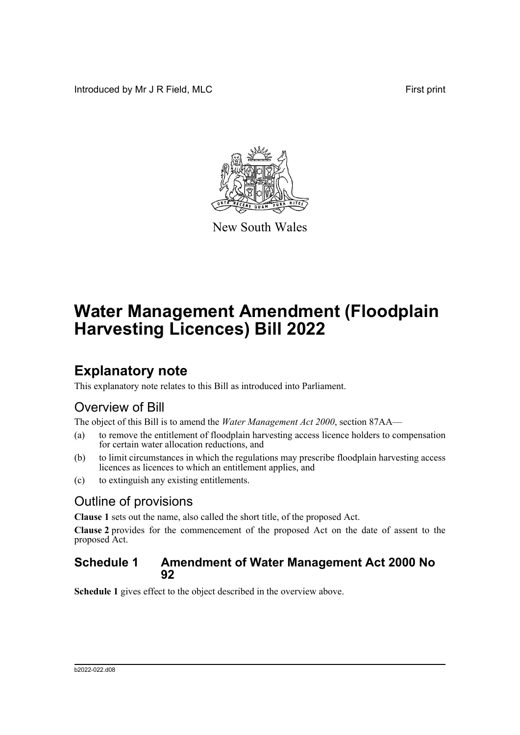Introduced by Mr J R Field, MLC

First print

New South Wales

# Water Management Amendment (Floodplain Harvesting Licences) Bill 2022

## Explanatory note

This explanatory note relates to this Bill as introduced into Parliament.

### Overview of Bill

The object of this Bill is to amend the *Water Management Act 2000*, section 87AA—

(a) to remove the entitlement of floodplain harvesting access licence holders to compensation for certain water allocation reductions, and

(b) to limit circumstances in which the regulations may prescribe floodplain harvesting access licences as licences to which an entitlement applies, and

(c) to extinguish any existing entitlements.

### Outline of provisions

**Clause 1** sets out the name, also called the short title, of the proposed Act.

**Clause 2** provides for the commencement of the proposed Act on the date of assent to the proposed Act.

### Schedule 1 Amendment of Water Management Act 2000 No 92

**Schedule 1** gives effect to the object described in the overview above.

b2022-022.d08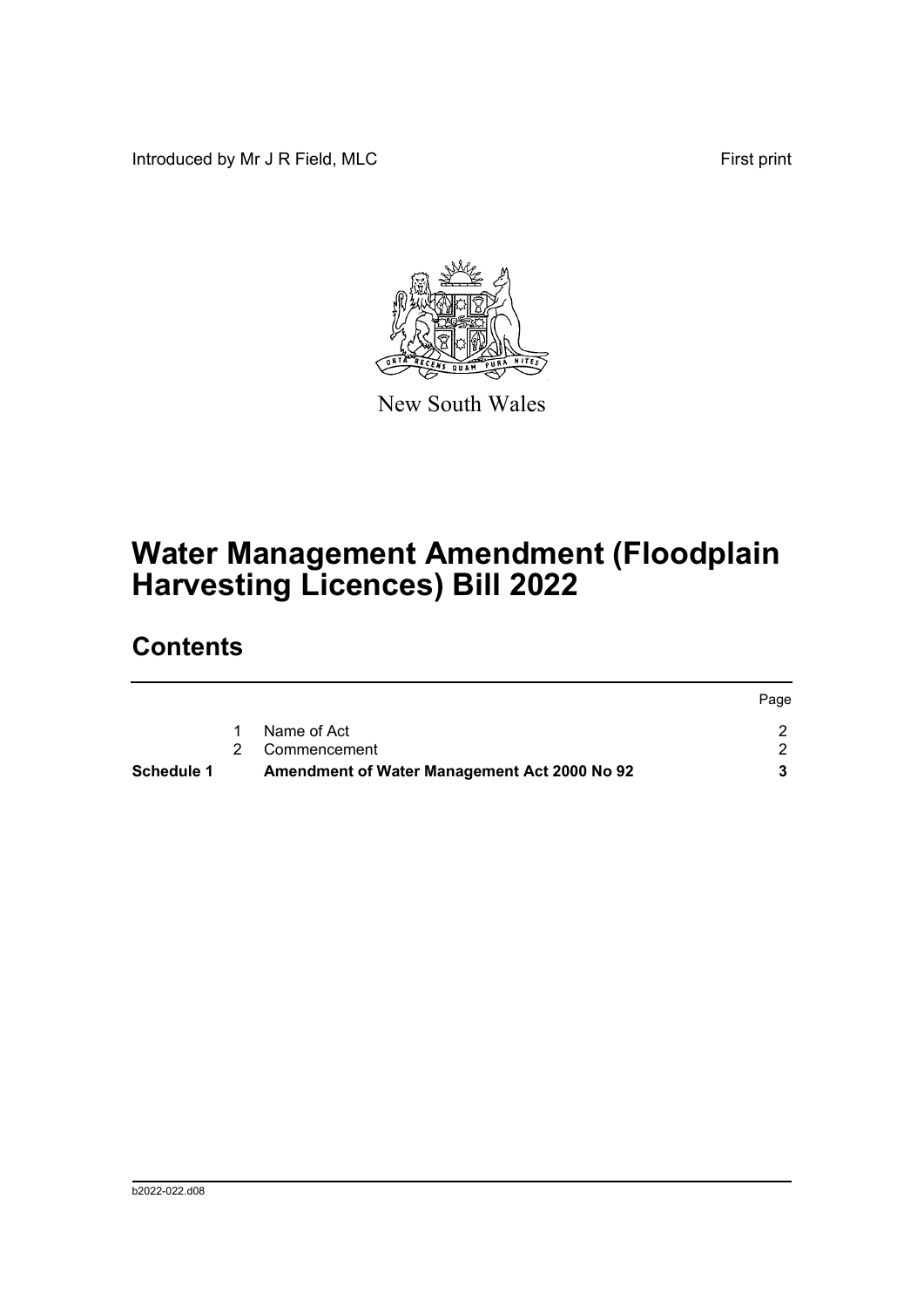Introduced by Mr J R Field, MLC

First print

New South Wales

# Water Management Amendment (Floodplain Harvesting Licences) Bill 2022

## Contents

| | | | Page |
|---|---|---|---|
| | 1 | Name of Act | 2 |
| | 2 | Commencement | 2 |
| **Schedule 1** | | **Amendment of Water Management Act 2000 No 92** | **3** |

b2022-022.d08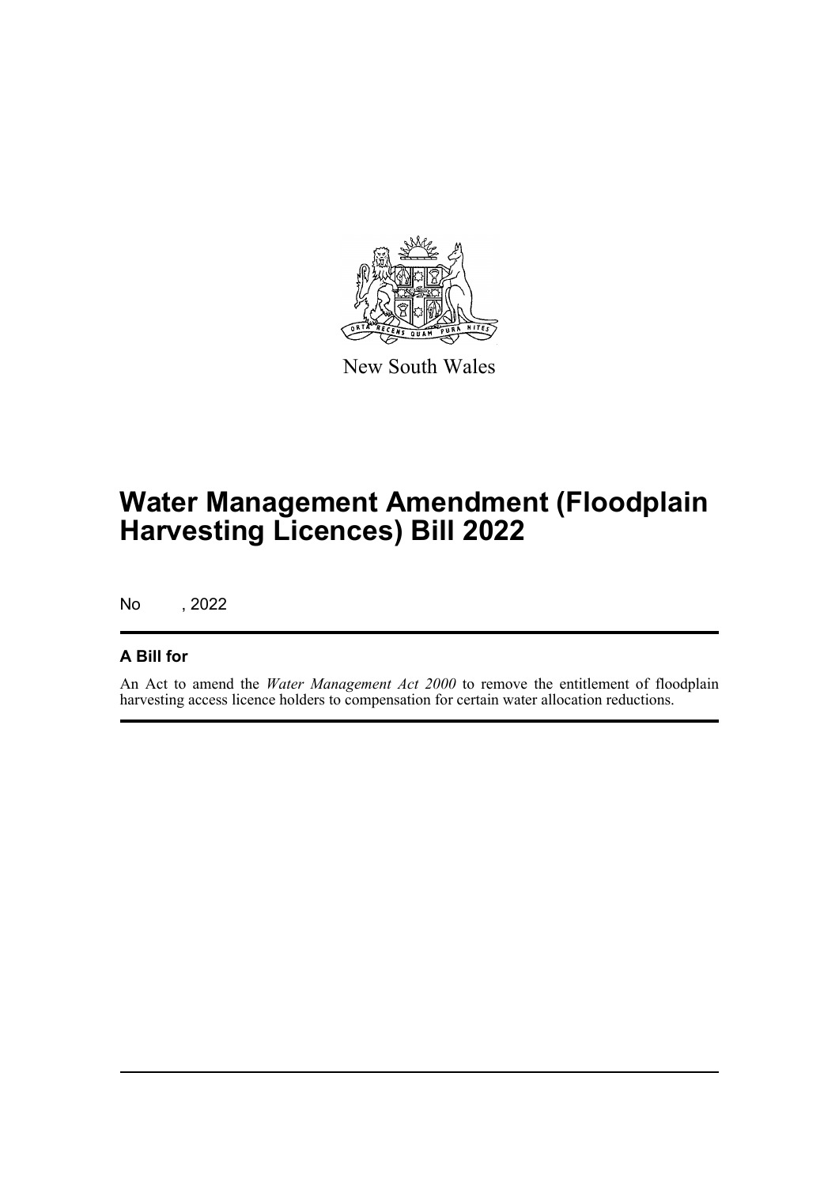New South Wales

# Water Management Amendment (Floodplain Harvesting Licences) Bill 2022

No , 2022

## A Bill for

An Act to amend the *Water Management Act 2000* to remove the entitlement of floodplain harvesting access licence holders to compensation for certain water allocation reductions.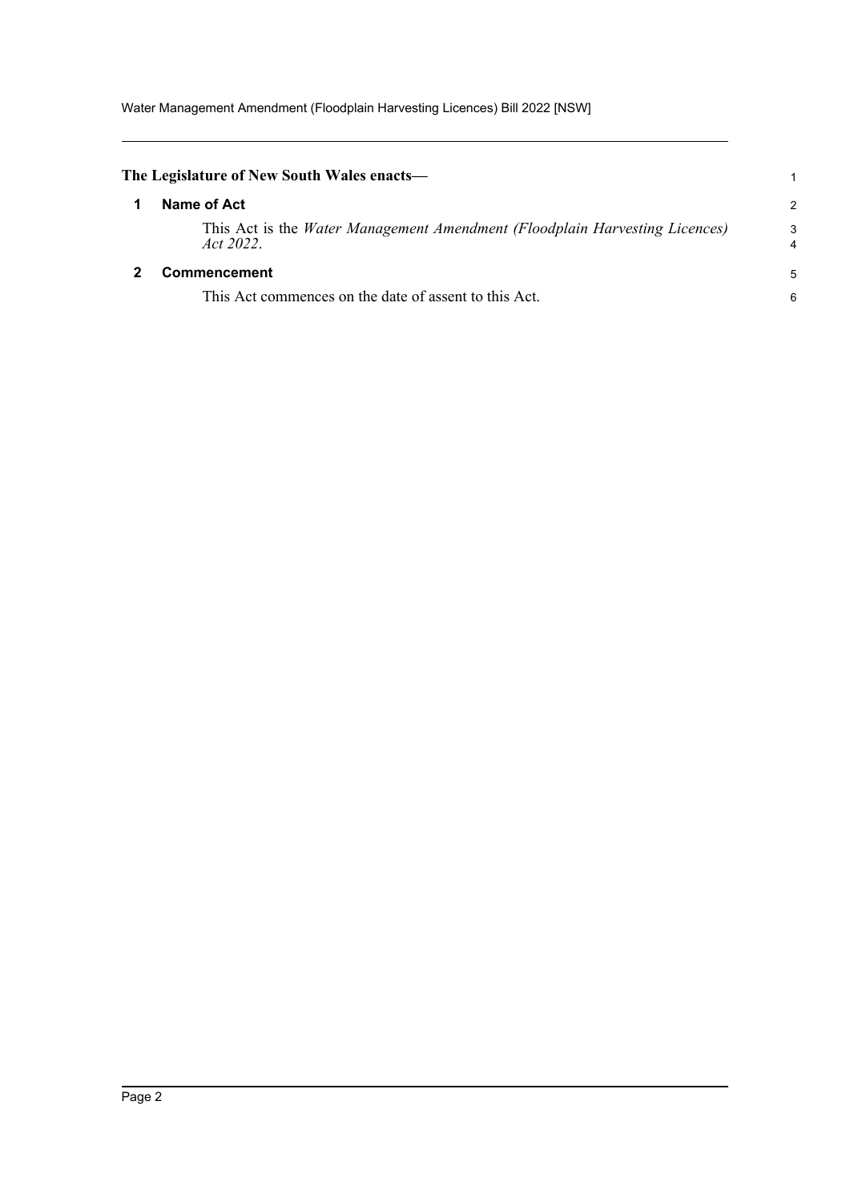**The Legislature of New South Wales enacts—**

## 1 Name of Act

This Act is the *Water Management Amendment (Floodplain Harvesting Licences) Act 2022*.

## 2 Commencement

This Act commences on the date of assent to this Act.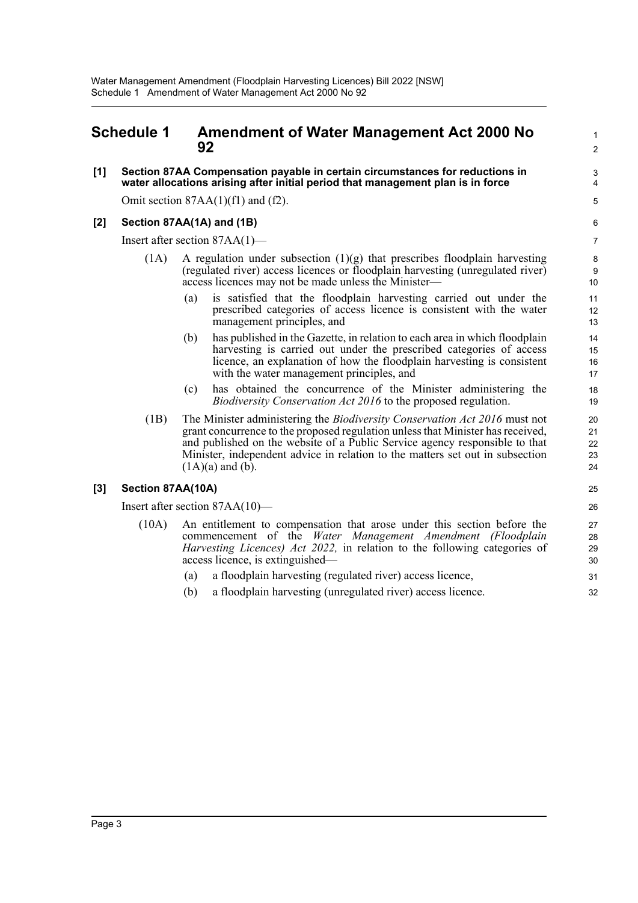# Schedule 1 Amendment of Water Management Act 2000 No 92

**[1] Section 87AA Compensation payable in certain circumstances for reductions in water allocations arising after initial period that management plan is in force**

Omit section 87AA(1)(f1) and (f2).

**[2] Section 87AA(1A) and (1B)**

Insert after section 87AA(1)—

(1A) A regulation under subsection (1)(g) that prescribes floodplain harvesting (regulated river) access licences or floodplain harvesting (unregulated river) access licences may not be made unless the Minister—

(a) is satisfied that the floodplain harvesting carried out under the prescribed categories of access licence is consistent with the water management principles, and

(b) has published in the Gazette, in relation to each area in which floodplain harvesting is carried out under the prescribed categories of access licence, an explanation of how the floodplain harvesting is consistent with the water management principles, and

(c) has obtained the concurrence of the Minister administering the *Biodiversity Conservation Act 2016* to the proposed regulation.

(1B) The Minister administering the *Biodiversity Conservation Act 2016* must not grant concurrence to the proposed regulation unless that Minister has received, and published on the website of a Public Service agency responsible to that Minister, independent advice in relation to the matters set out in subsection (1A)(a) and (b).

**[3] Section 87AA(10A)**

Insert after section 87AA(10)—

(10A) An entitlement to compensation that arose under this section before the commencement of the *Water Management Amendment (Floodplain Harvesting Licences) Act 2022,* in relation to the following categories of access licence, is extinguished—

(a) a floodplain harvesting (regulated river) access licence,

(b) a floodplain harvesting (unregulated river) access licence.